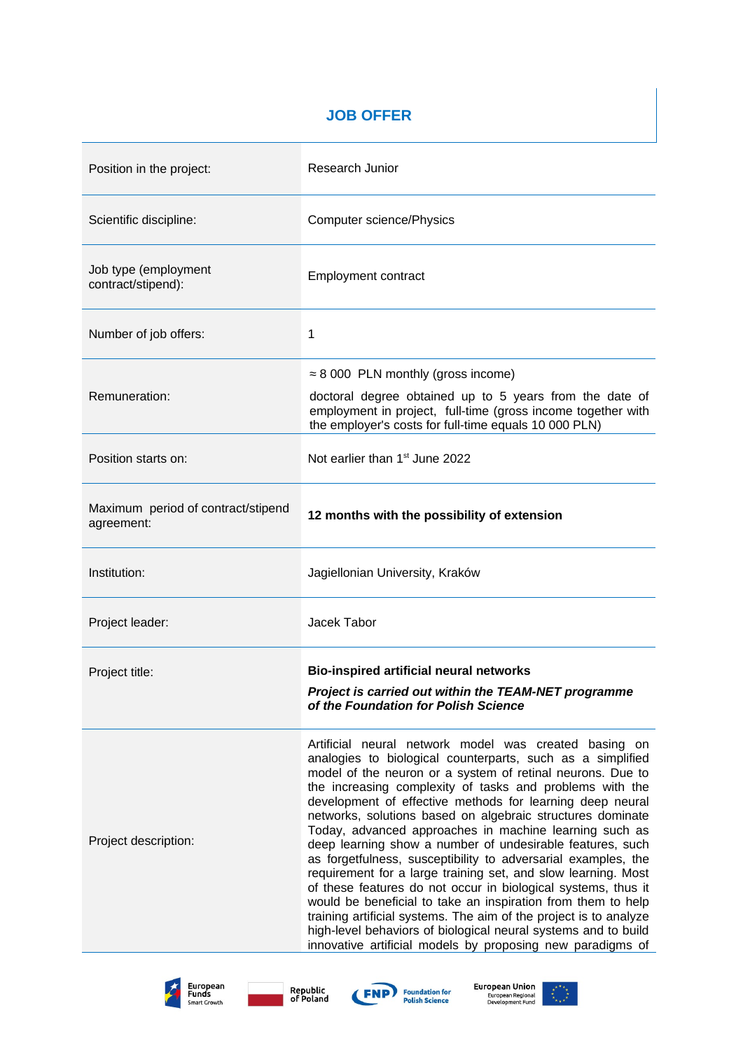## JOB OFFER

| | |
|---|---|
| Position in the project: | Research Junior |
| Scientific discipline: | Computer science/Physics |
| Job type (employment contract/stipend): | Employment contract |
| Number of job offers: | 1 |
| Remuneration: | ≈ 8 000 PLN monthly (gross income)<br><br>doctoral degree obtained up to 5 years from the date of employment in project, full-time (gross income together with the employer's costs for full-time equals 10 000 PLN) |
| Position starts on: | Not earlier than 1st June 2022 |
| Maximum period of contract/stipend agreement: | **12 months with the possibility of extension** |
| Institution: | Jagiellonian University, Kraków |
| Project leader: | Jacek Tabor |
| Project title: | **Bio-inspired artificial neural networks**<br><br>***Project is carried out within the TEAM-NET programme of the Foundation for Polish Science*** |
| Project description: | Artificial neural network model was created basing on analogies to biological counterparts, such as a simplified model of the neuron or a system of retinal neurons. Due to the increasing complexity of tasks and problems with the development of effective methods for learning deep neural networks, solutions based on algebraic structures dominate Today, advanced approaches in machine learning such as deep learning show a number of undesirable features, such as forgetfulness, susceptibility to adversarial examples, the requirement for a large training set, and slow learning. Most of these features do not occur in biological systems, thus it would be beneficial to take an inspiration from them to help training artificial systems. The aim of the project is to analyze high-level behaviors of biological neural systems and to build innovative artificial models by proposing new paradigms of |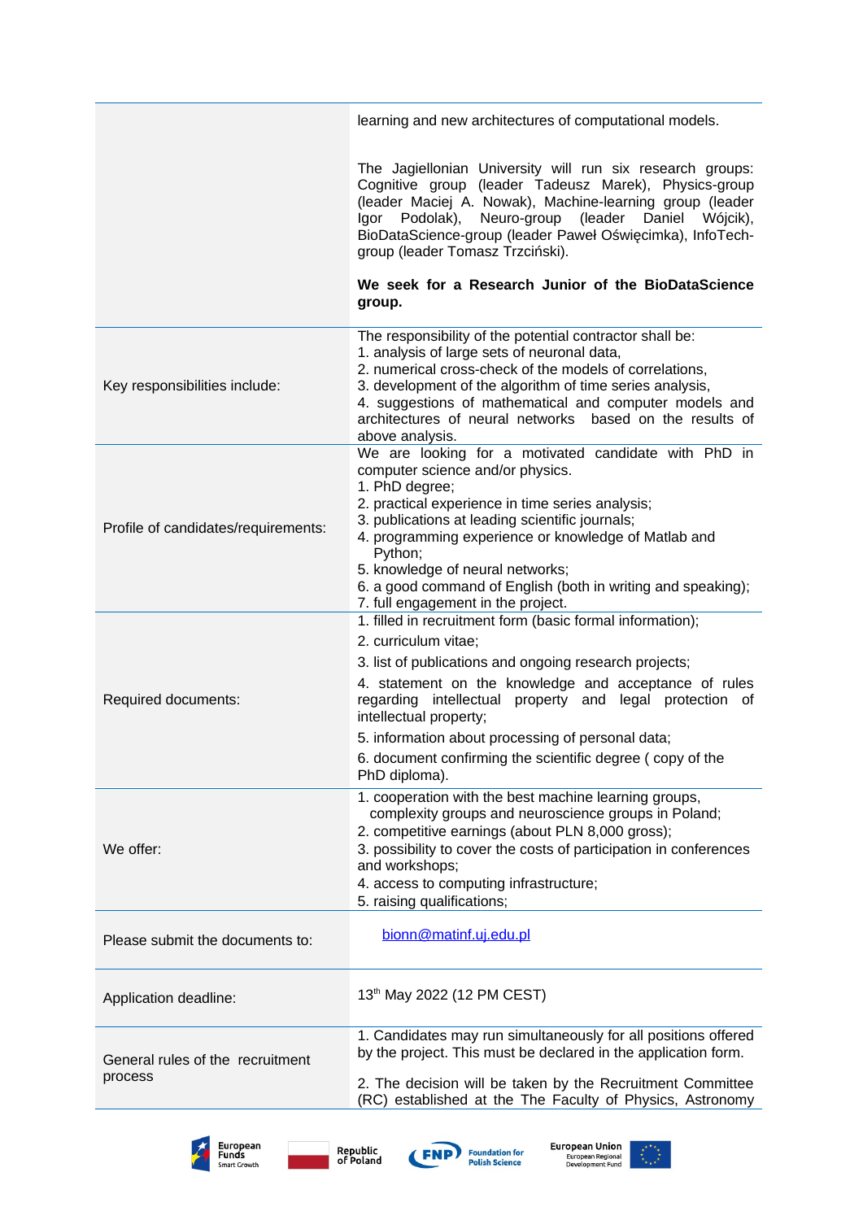| | |
|---|---|
| | learning and new architectures of computational models.<br><br>The Jagiellonian University will run six research groups: Cognitive group (leader Tadeusz Marek), Physics-group (leader Maciej A. Nowak), Machine-learning group (leader Igor Podolak), Neuro-group (leader Daniel Wójcik), BioDataScience-group (leader Paweł Oświęcimka), InfoTech-group (leader Tomasz Trzciński).<br><br>**We seek for a Research Junior of the BioDataScience group.** |
| Key responsibilities include: | The responsibility of the potential contractor shall be:<br>1. analysis of large sets of neuronal data,<br>2. numerical cross-check of the models of correlations,<br>3. development of the algorithm of time series analysis,<br>4. suggestions of mathematical and computer models and architectures of neural networks based on the results of above analysis. |
| Profile of candidates/requirements: | We are looking for a motivated candidate with PhD in computer science and/or physics.<br>1. PhD degree;<br>2. practical experience in time series analysis;<br>3. publications at leading scientific journals;<br>4. programming experience or knowledge of Matlab and Python;<br>5. knowledge of neural networks;<br>6. a good command of English (both in writing and speaking);<br>7. full engagement in the project. |
| Required documents: | 1. filled in recruitment form (basic formal information);<br>2. curriculum vitae;<br>3. list of publications and ongoing research projects;<br>4. statement on the knowledge and acceptance of rules regarding intellectual property and legal protection of intellectual property;<br>5. information about processing of personal data;<br>6. document confirming the scientific degree ( copy of the PhD diploma). |
| We offer: | 1. cooperation with the best machine learning groups, complexity groups and neuroscience groups in Poland;<br>2. competitive earnings (about PLN 8,000 gross);<br>3. possibility to cover the costs of participation in conferences and workshops;<br>4. access to computing infrastructure;<br>5. raising qualifications; |
| Please submit the documents to: | bionn@matinf.uj.edu.pl |
| Application deadline: | 13th May 2022 (12 PM CEST) |
| General rules of the recruitment process | 1. Candidates may run simultaneously for all positions offered by the project. This must be declared in the application form.<br><br>2. The decision will be taken by the Recruitment Committee (RC) established at the The Faculty of Physics, Astronomy |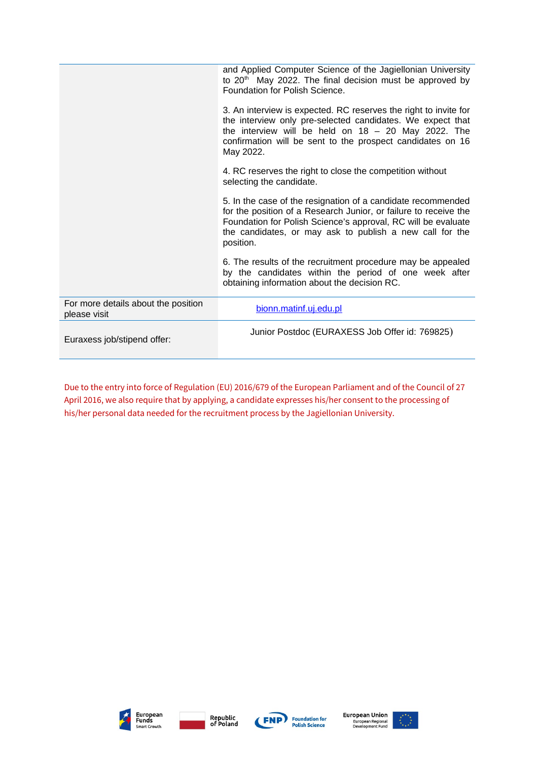| | |
|---|---|
| | and Applied Computer Science of the Jagiellonian University to 20th May 2022. The final decision must be approved by Foundation for Polish Science.<br><br>3. An interview is expected. RC reserves the right to invite for the interview only pre-selected candidates. We expect that the interview will be held on 18 – 20 May 2022. The confirmation will be sent to the prospect candidates on 16 May 2022.<br><br>4. RC reserves the right to close the competition without selecting the candidate.<br><br>5. In the case of the resignation of a candidate recommended for the position of a Research Junior, or failure to receive the Foundation for Polish Science's approval, RC will be evaluate the candidates, or may ask to publish a new call for the position.<br><br>6. The results of the recruitment procedure may be appealed by the candidates within the period of one week after obtaining information about the decision RC. |
| For more details about the position please visit | bionn.matinf.uj.edu.pl |
| Euraxess job/stipend offer: | Junior Postdoc (EURAXESS Job Offer id: 769825) |

Due to the entry into force of Regulation (EU) 2016/679 of the European Parliament and of the Council of 27 April 2016, we also require that by applying, a candidate expresses his/her consent to the processing of his/her personal data needed for the recruitment process by the Jagiellonian University.

European Funds Smart Growth | Republic of Poland | FNP Foundation for Polish Science | European Union European Regional Development Fund